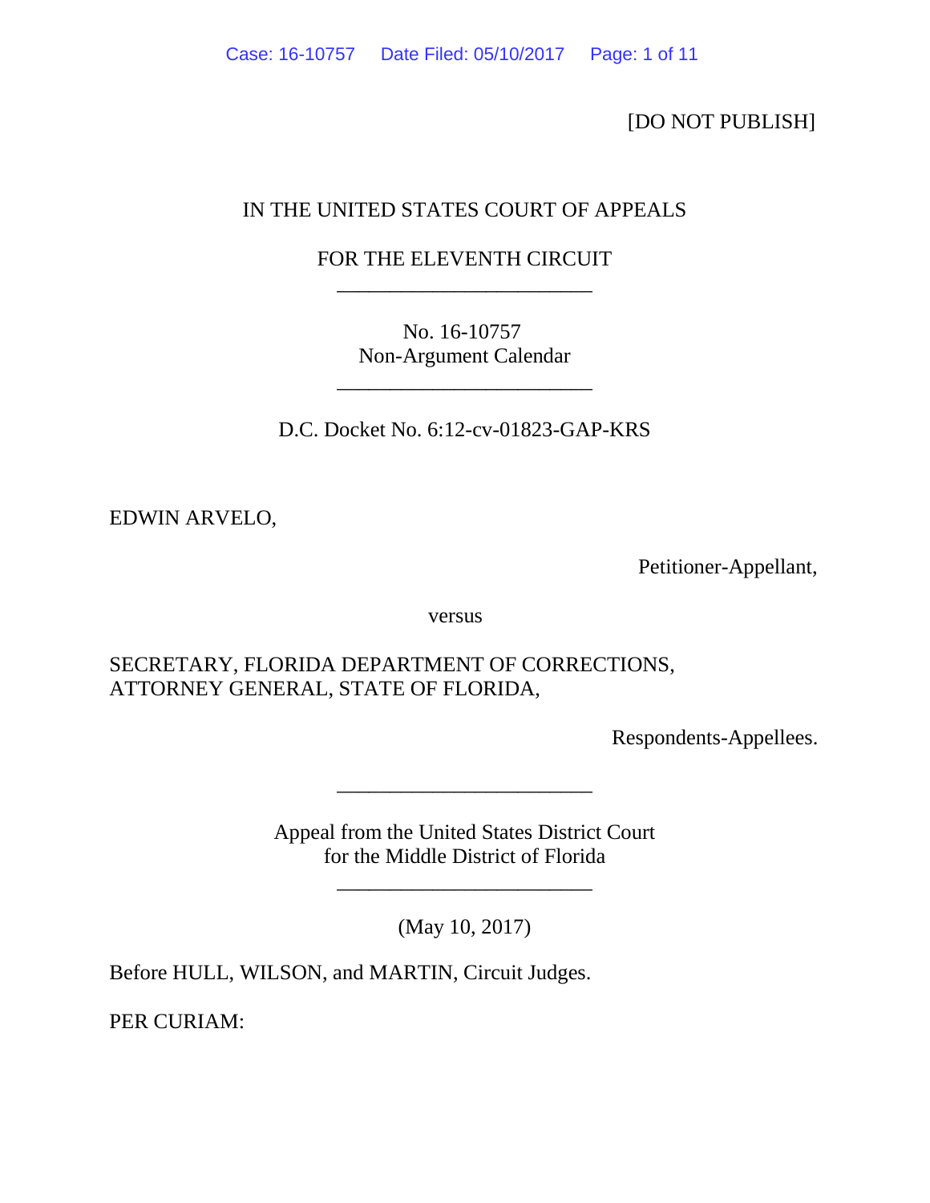[DO NOT PUBLISH]

IN THE UNITED STATES COURT OF APPEALS

FOR THE ELEVENTH CIRCUIT

---

No. 16-10757
Non-Argument Calendar

---

D.C. Docket No. 6:12-cv-01823-GAP-KRS

EDWIN ARVELO,

Petitioner-Appellant,

versus

SECRETARY, FLORIDA DEPARTMENT OF CORRECTIONS,
ATTORNEY GENERAL, STATE OF FLORIDA,

Respondents-Appellees.

---

Appeal from the United States District Court
for the Middle District of Florida

---

(May 10, 2017)

Before HULL, WILSON, and MARTIN, Circuit Judges.

PER CURIAM: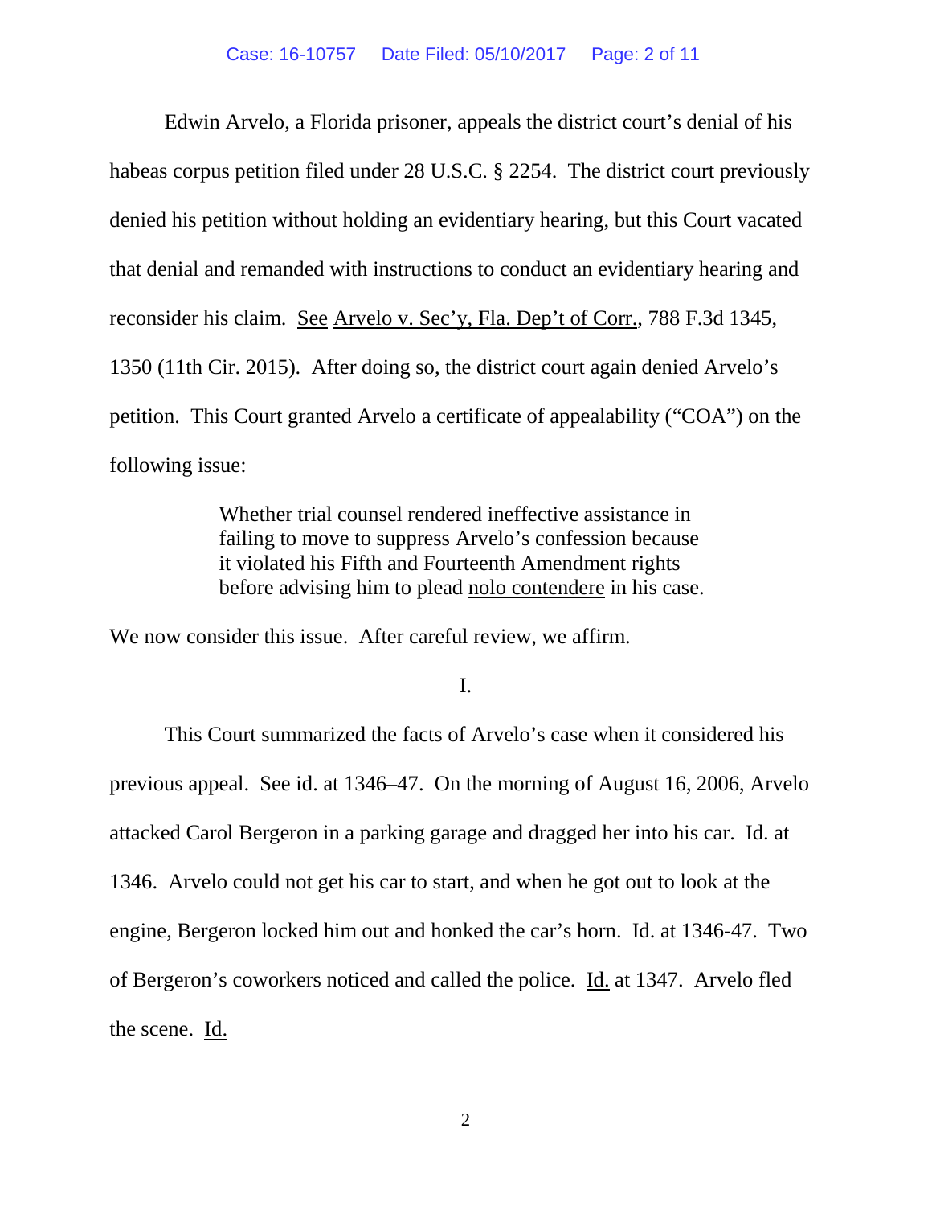Edwin Arvelo, a Florida prisoner, appeals the district court's denial of his habeas corpus petition filed under 28 U.S.C. § 2254. The district court previously denied his petition without holding an evidentiary hearing, but this Court vacated that denial and remanded with instructions to conduct an evidentiary hearing and reconsider his claim. See Arvelo v. Sec'y, Fla. Dep't of Corr., 788 F.3d 1345, 1350 (11th Cir. 2015). After doing so, the district court again denied Arvelo's petition. This Court granted Arvelo a certificate of appealability ("COA") on the following issue:

> Whether trial counsel rendered ineffective assistance in failing to move to suppress Arvelo's confession because it violated his Fifth and Fourteenth Amendment rights before advising him to plead nolo contendere in his case.

We now consider this issue. After careful review, we affirm.

## I.

This Court summarized the facts of Arvelo's case when it considered his previous appeal. See id. at 1346–47. On the morning of August 16, 2006, Arvelo attacked Carol Bergeron in a parking garage and dragged her into his car. Id. at 1346. Arvelo could not get his car to start, and when he got out to look at the engine, Bergeron locked him out and honked the car's horn. Id. at 1346-47. Two of Bergeron's coworkers noticed and called the police. Id. at 1347. Arvelo fled the scene. Id.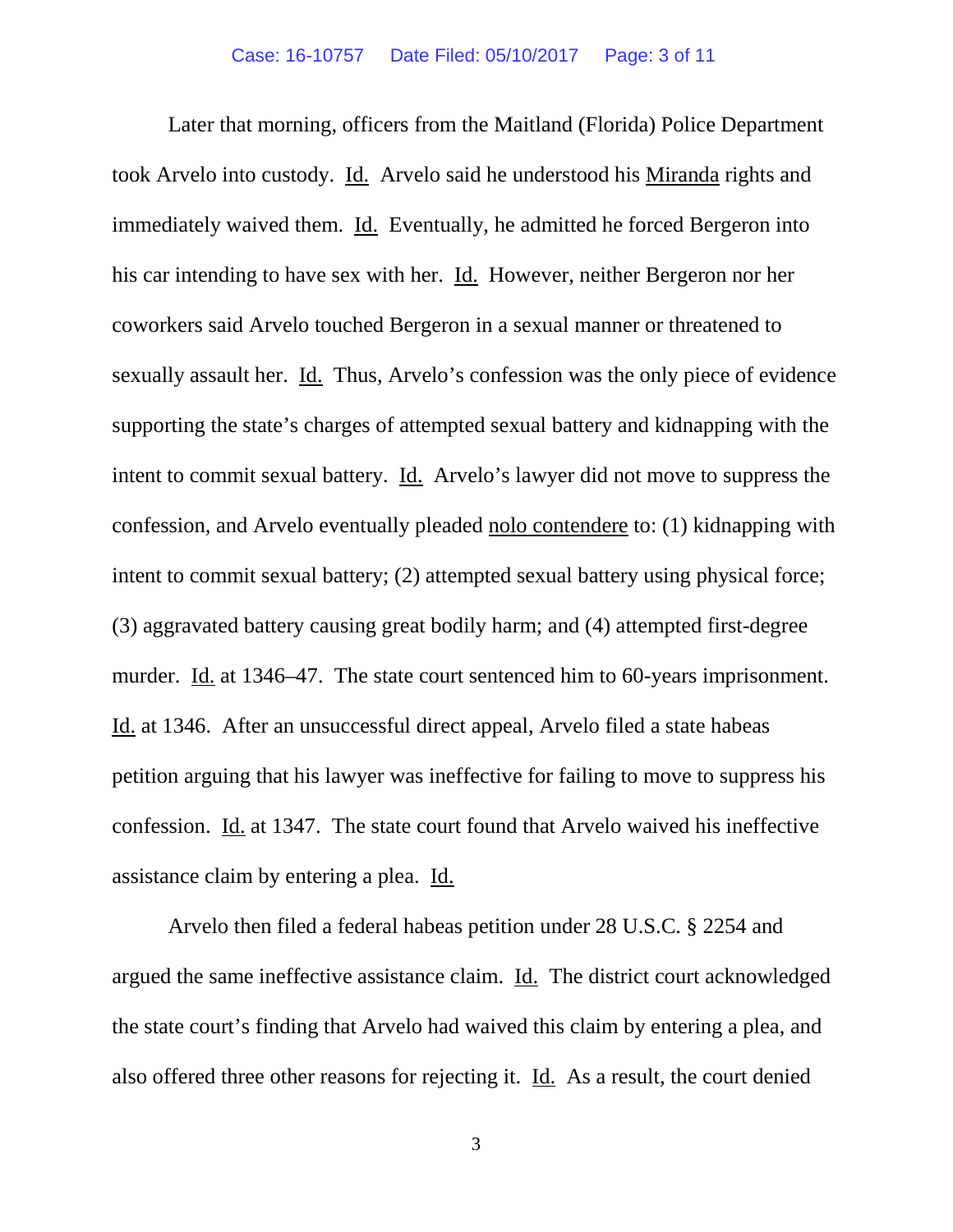Later that morning, officers from the Maitland (Florida) Police Department took Arvelo into custody. Id. Arvelo said he understood his Miranda rights and immediately waived them. Id. Eventually, he admitted he forced Bergeron into his car intending to have sex with her. Id. However, neither Bergeron nor her coworkers said Arvelo touched Bergeron in a sexual manner or threatened to sexually assault her. Id. Thus, Arvelo's confession was the only piece of evidence supporting the state's charges of attempted sexual battery and kidnapping with the intent to commit sexual battery. Id. Arvelo's lawyer did not move to suppress the confession, and Arvelo eventually pleaded nolo contendere to: (1) kidnapping with intent to commit sexual battery; (2) attempted sexual battery using physical force; (3) aggravated battery causing great bodily harm; and (4) attempted first-degree murder. Id. at 1346–47. The state court sentenced him to 60-years imprisonment. Id. at 1346. After an unsuccessful direct appeal, Arvelo filed a state habeas petition arguing that his lawyer was ineffective for failing to move to suppress his confession. Id. at 1347. The state court found that Arvelo waived his ineffective assistance claim by entering a plea. Id.

Arvelo then filed a federal habeas petition under 28 U.S.C. § 2254 and argued the same ineffective assistance claim. Id. The district court acknowledged the state court's finding that Arvelo had waived this claim by entering a plea, and also offered three other reasons for rejecting it. Id. As a result, the court denied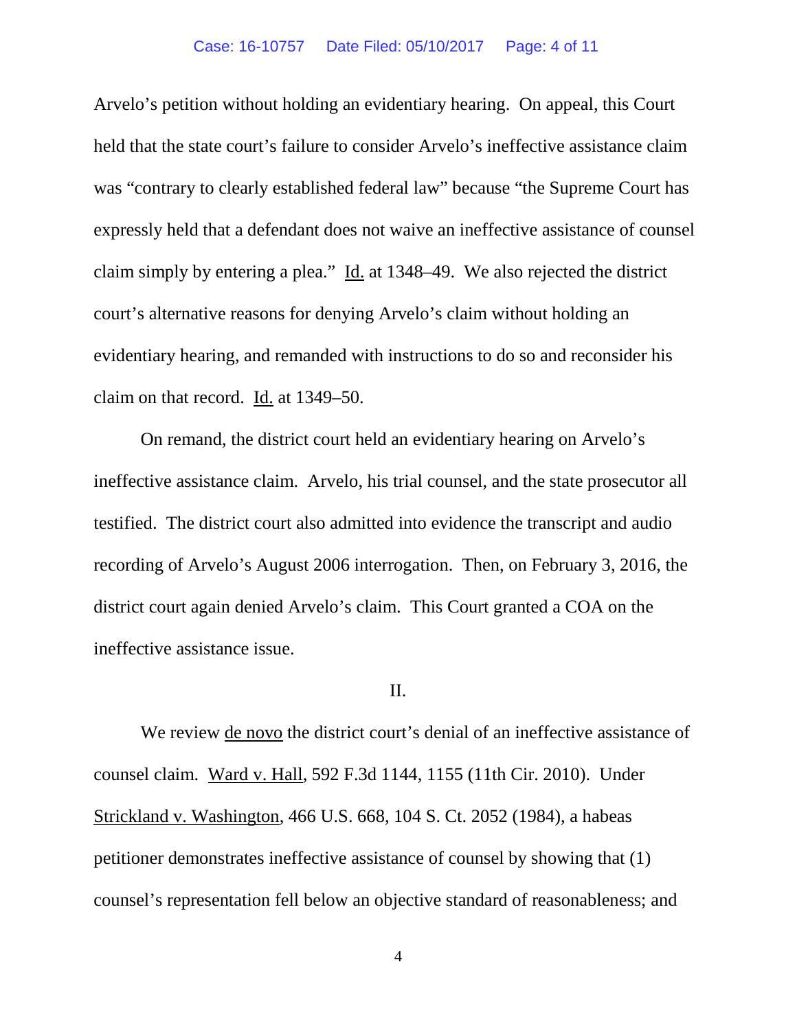Arvelo's petition without holding an evidentiary hearing. On appeal, this Court held that the state court's failure to consider Arvelo's ineffective assistance claim was "contrary to clearly established federal law" because "the Supreme Court has expressly held that a defendant does not waive an ineffective assistance of counsel claim simply by entering a plea." Id. at 1348–49. We also rejected the district court's alternative reasons for denying Arvelo's claim without holding an evidentiary hearing, and remanded with instructions to do so and reconsider his claim on that record. Id. at 1349–50.

On remand, the district court held an evidentiary hearing on Arvelo's ineffective assistance claim. Arvelo, his trial counsel, and the state prosecutor all testified. The district court also admitted into evidence the transcript and audio recording of Arvelo's August 2006 interrogation. Then, on February 3, 2016, the district court again denied Arvelo's claim. This Court granted a COA on the ineffective assistance issue.

## II.

We review de novo the district court's denial of an ineffective assistance of counsel claim. Ward v. Hall, 592 F.3d 1144, 1155 (11th Cir. 2010). Under Strickland v. Washington, 466 U.S. 668, 104 S. Ct. 2052 (1984), a habeas petitioner demonstrates ineffective assistance of counsel by showing that (1) counsel's representation fell below an objective standard of reasonableness; and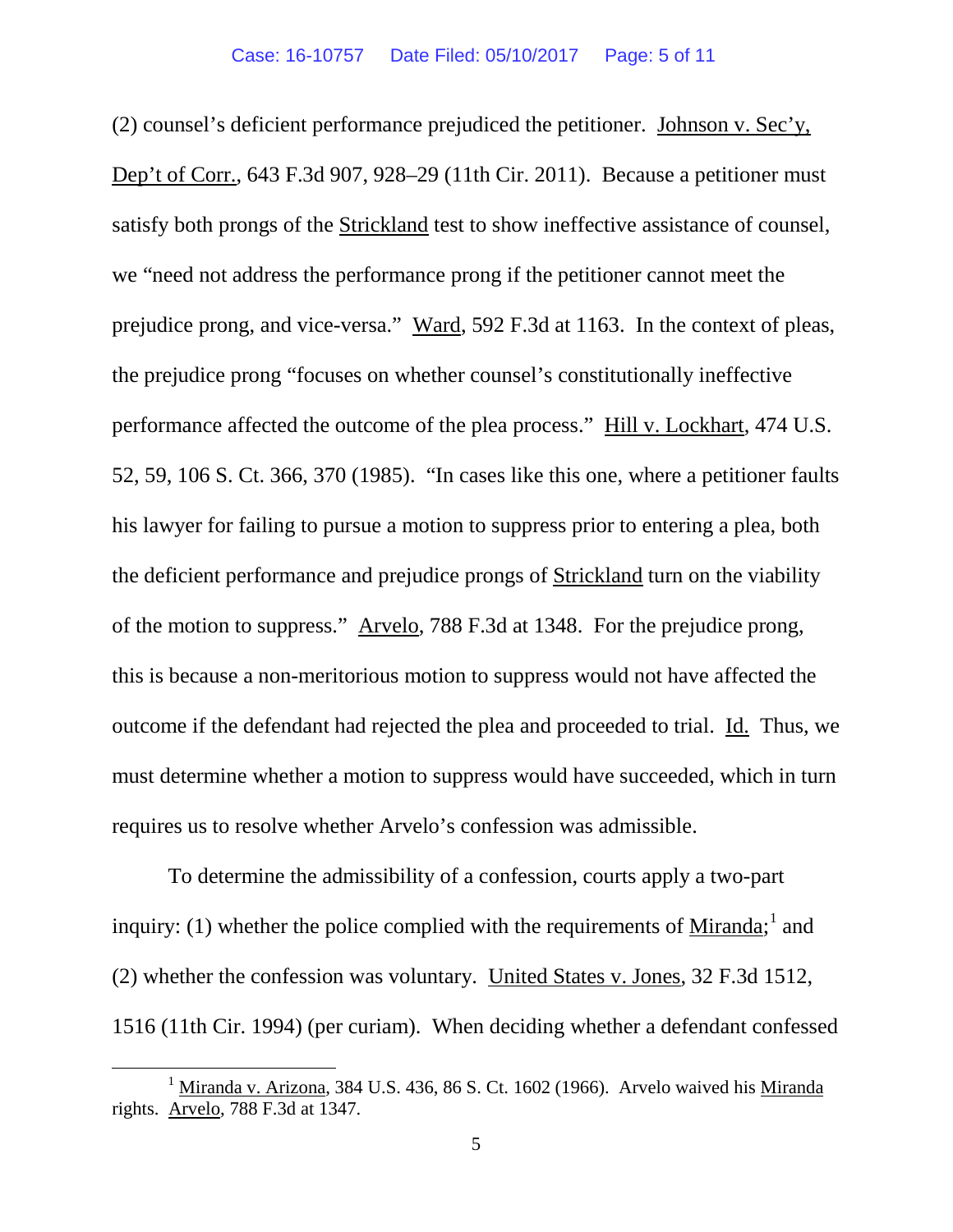(2) counsel's deficient performance prejudiced the petitioner. Johnson v. Sec'y, Dep't of Corr., 643 F.3d 907, 928–29 (11th Cir. 2011). Because a petitioner must satisfy both prongs of the Strickland test to show ineffective assistance of counsel, we "need not address the performance prong if the petitioner cannot meet the prejudice prong, and vice-versa." Ward, 592 F.3d at 1163. In the context of pleas, the prejudice prong "focuses on whether counsel's constitutionally ineffective performance affected the outcome of the plea process." Hill v. Lockhart, 474 U.S. 52, 59, 106 S. Ct. 366, 370 (1985). "In cases like this one, where a petitioner faults his lawyer for failing to pursue a motion to suppress prior to entering a plea, both the deficient performance and prejudice prongs of Strickland turn on the viability of the motion to suppress." Arvelo, 788 F.3d at 1348. For the prejudice prong, this is because a non-meritorious motion to suppress would not have affected the outcome if the defendant had rejected the plea and proceeded to trial. Id. Thus, we must determine whether a motion to suppress would have succeeded, which in turn requires us to resolve whether Arvelo's confession was admissible.

To determine the admissibility of a confession, courts apply a two-part inquiry: (1) whether the police complied with the requirements of Miranda;[1] and (2) whether the confession was voluntary. United States v. Jones, 32 F.3d 1512, 1516 (11th Cir. 1994) (per curiam). When deciding whether a defendant confessed

[1] Miranda v. Arizona, 384 U.S. 436, 86 S. Ct. 1602 (1966). Arvelo waived his Miranda rights. Arvelo, 788 F.3d at 1347.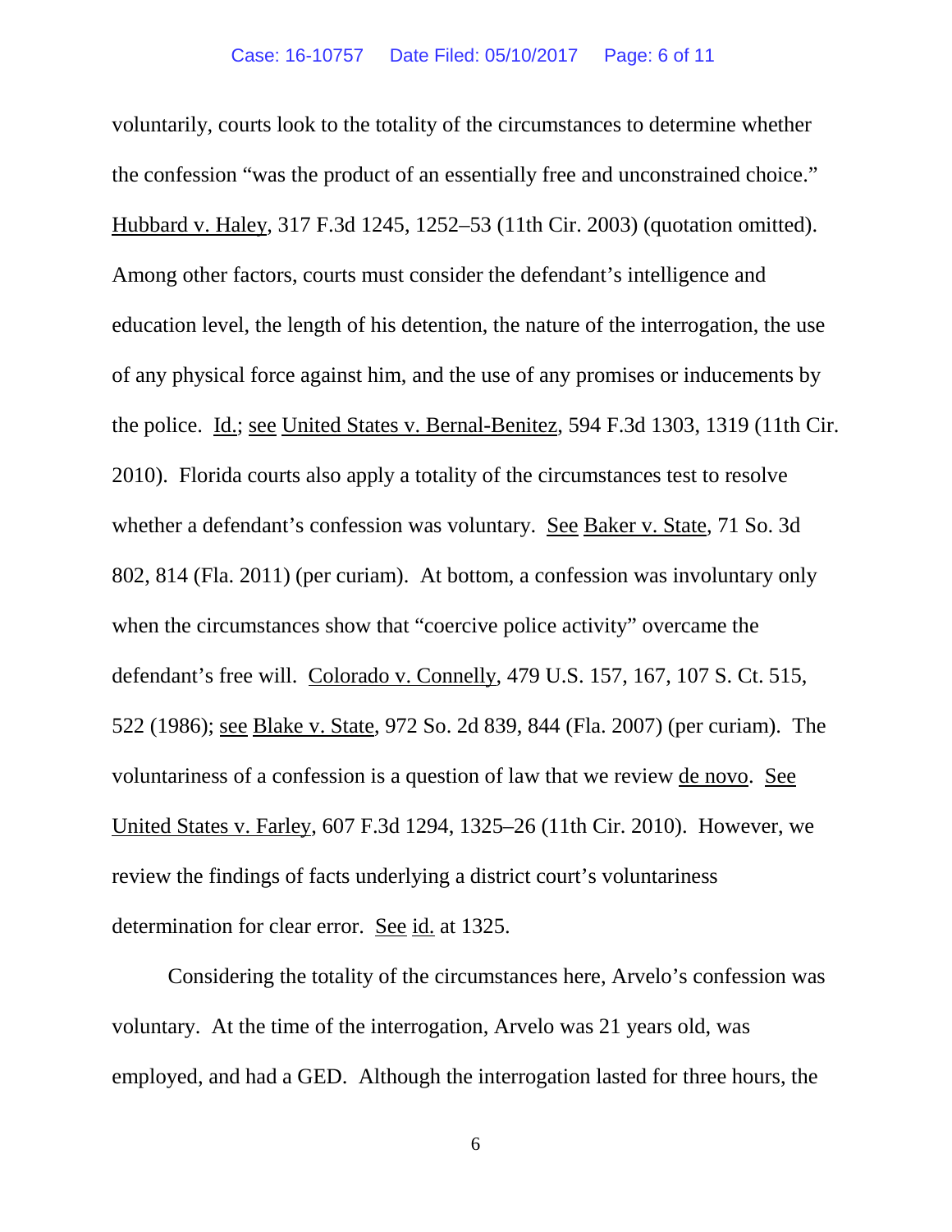voluntarily, courts look to the totality of the circumstances to determine whether the confession "was the product of an essentially free and unconstrained choice." Hubbard v. Haley, 317 F.3d 1245, 1252–53 (11th Cir. 2003) (quotation omitted). Among other factors, courts must consider the defendant's intelligence and education level, the length of his detention, the nature of the interrogation, the use of any physical force against him, and the use of any promises or inducements by the police. Id.; see United States v. Bernal-Benitez, 594 F.3d 1303, 1319 (11th Cir. 2010). Florida courts also apply a totality of the circumstances test to resolve whether a defendant's confession was voluntary. See Baker v. State, 71 So. 3d 802, 814 (Fla. 2011) (per curiam). At bottom, a confession was involuntary only when the circumstances show that "coercive police activity" overcame the defendant's free will. Colorado v. Connelly, 479 U.S. 157, 167, 107 S. Ct. 515, 522 (1986); see Blake v. State, 972 So. 2d 839, 844 (Fla. 2007) (per curiam). The voluntariness of a confession is a question of law that we review de novo. See United States v. Farley, 607 F.3d 1294, 1325–26 (11th Cir. 2010). However, we review the findings of facts underlying a district court's voluntariness determination for clear error. See id. at 1325.

Considering the totality of the circumstances here, Arvelo's confession was voluntary. At the time of the interrogation, Arvelo was 21 years old, was employed, and had a GED. Although the interrogation lasted for three hours, the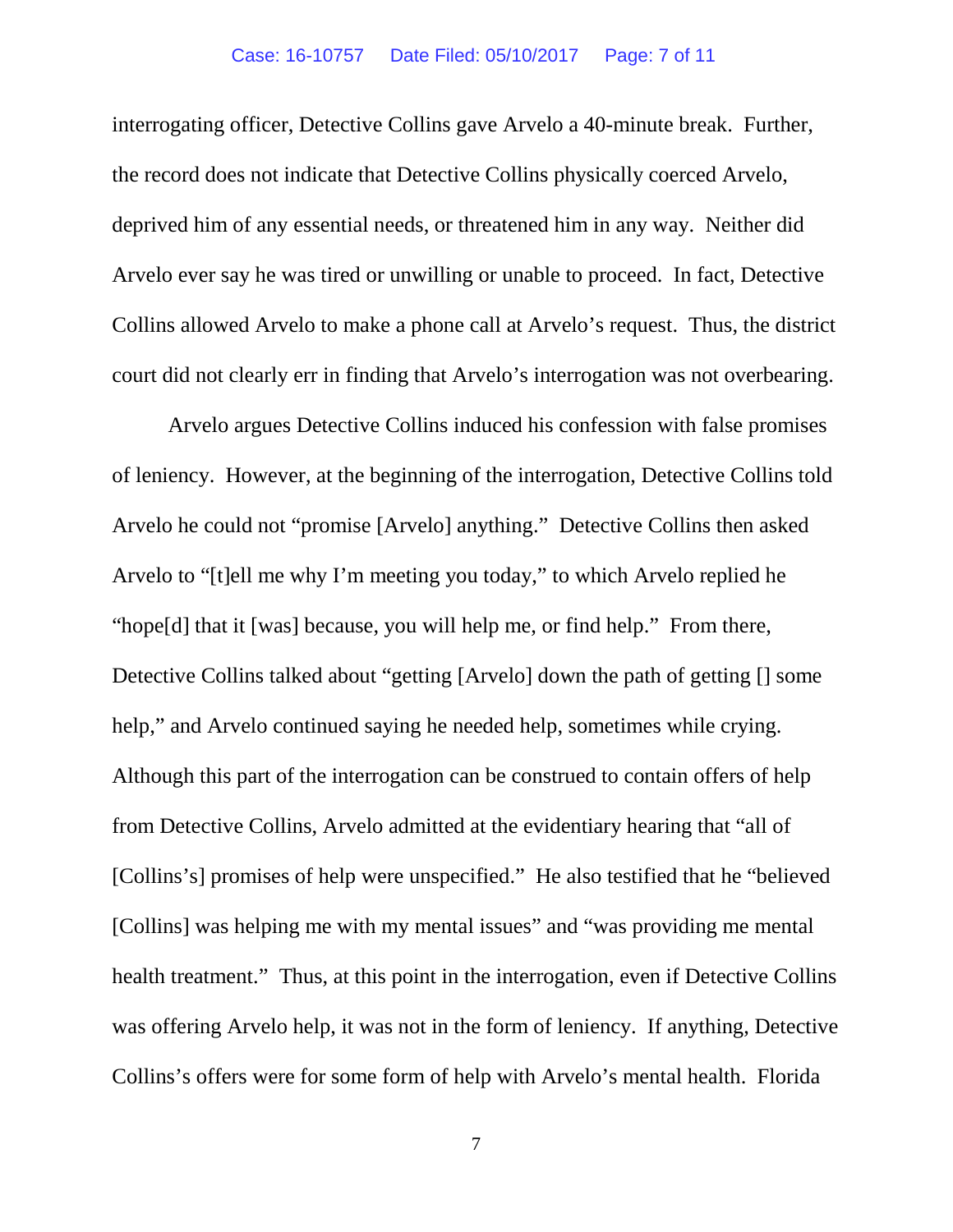interrogating officer, Detective Collins gave Arvelo a 40-minute break. Further, the record does not indicate that Detective Collins physically coerced Arvelo, deprived him of any essential needs, or threatened him in any way. Neither did Arvelo ever say he was tired or unwilling or unable to proceed. In fact, Detective Collins allowed Arvelo to make a phone call at Arvelo's request. Thus, the district court did not clearly err in finding that Arvelo's interrogation was not overbearing.

Arvelo argues Detective Collins induced his confession with false promises of leniency. However, at the beginning of the interrogation, Detective Collins told Arvelo he could not "promise [Arvelo] anything." Detective Collins then asked Arvelo to "[t]ell me why I'm meeting you today," to which Arvelo replied he "hope[d] that it [was] because, you will help me, or find help." From there, Detective Collins talked about "getting [Arvelo] down the path of getting [] some help," and Arvelo continued saying he needed help, sometimes while crying. Although this part of the interrogation can be construed to contain offers of help from Detective Collins, Arvelo admitted at the evidentiary hearing that "all of [Collins's] promises of help were unspecified." He also testified that he "believed [Collins] was helping me with my mental issues" and "was providing me mental health treatment." Thus, at this point in the interrogation, even if Detective Collins was offering Arvelo help, it was not in the form of leniency. If anything, Detective Collins's offers were for some form of help with Arvelo's mental health. Florida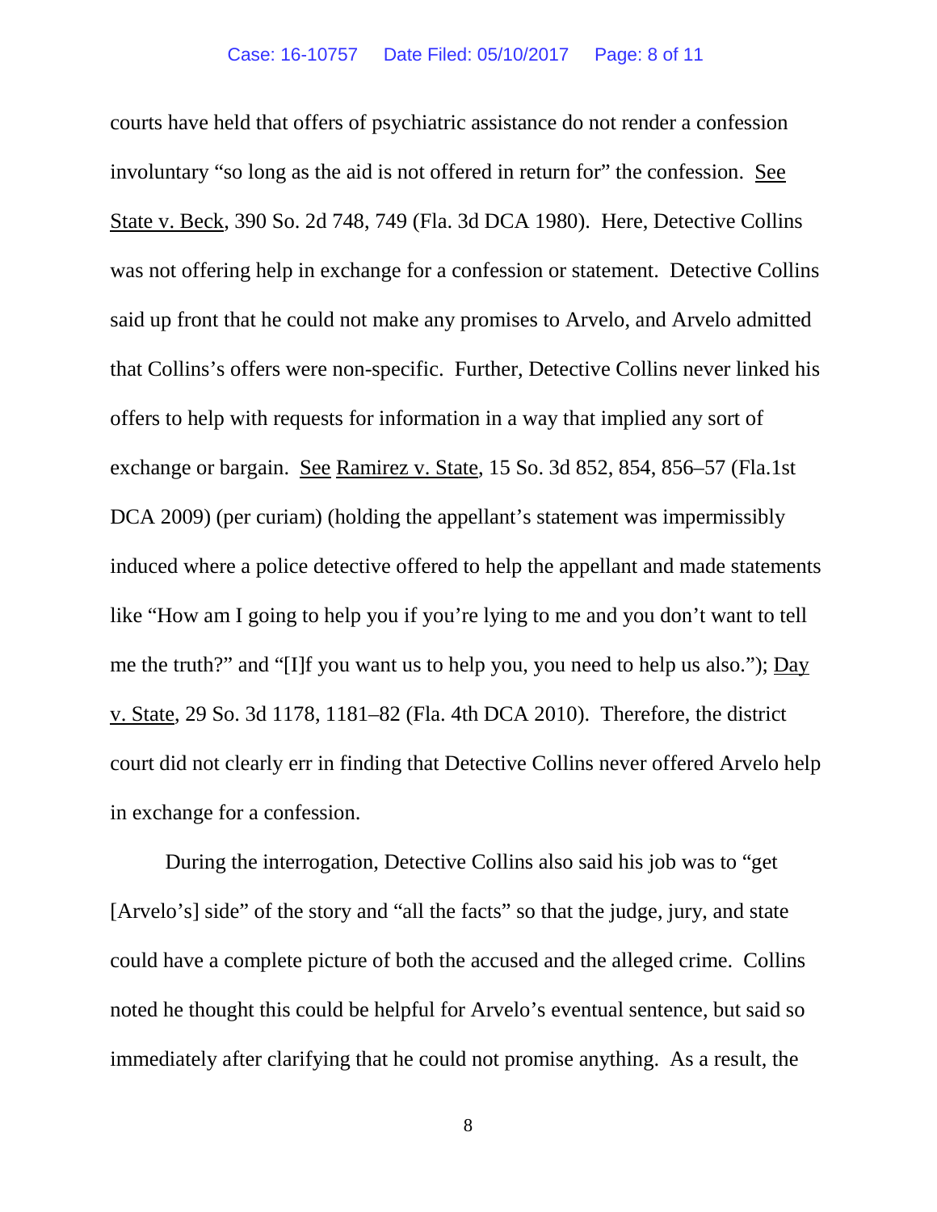courts have held that offers of psychiatric assistance do not render a confession involuntary "so long as the aid is not offered in return for" the confession. See State v. Beck, 390 So. 2d 748, 749 (Fla. 3d DCA 1980). Here, Detective Collins was not offering help in exchange for a confession or statement. Detective Collins said up front that he could not make any promises to Arvelo, and Arvelo admitted that Collins's offers were non-specific. Further, Detective Collins never linked his offers to help with requests for information in a way that implied any sort of exchange or bargain. See Ramirez v. State, 15 So. 3d 852, 854, 856–57 (Fla.1st DCA 2009) (per curiam) (holding the appellant's statement was impermissibly induced where a police detective offered to help the appellant and made statements like "How am I going to help you if you're lying to me and you don't want to tell me the truth?" and "[I]f you want us to help you, you need to help us also."); Day v. State, 29 So. 3d 1178, 1181–82 (Fla. 4th DCA 2010). Therefore, the district court did not clearly err in finding that Detective Collins never offered Arvelo help in exchange for a confession.

During the interrogation, Detective Collins also said his job was to "get [Arvelo's] side" of the story and "all the facts" so that the judge, jury, and state could have a complete picture of both the accused and the alleged crime. Collins noted he thought this could be helpful for Arvelo's eventual sentence, but said so immediately after clarifying that he could not promise anything. As a result, the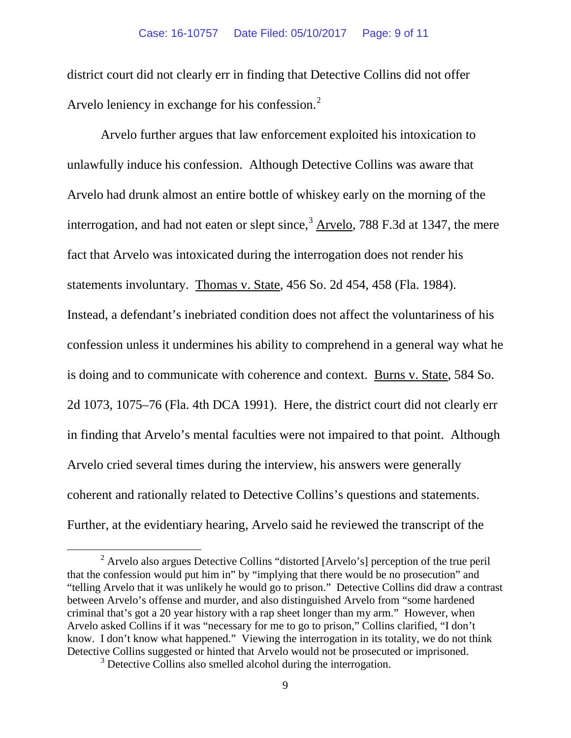district court did not clearly err in finding that Detective Collins did not offer Arvelo leniency in exchange for his confession.[2]

Arvelo further argues that law enforcement exploited his intoxication to unlawfully induce his confession. Although Detective Collins was aware that Arvelo had drunk almost an entire bottle of whiskey early on the morning of the interrogation, and had not eaten or slept since,[3] Arvelo, 788 F.3d at 1347, the mere fact that Arvelo was intoxicated during the interrogation does not render his statements involuntary. Thomas v. State, 456 So. 2d 454, 458 (Fla. 1984). Instead, a defendant's inebriated condition does not affect the voluntariness of his confession unless it undermines his ability to comprehend in a general way what he is doing and to communicate with coherence and context. Burns v. State, 584 So. 2d 1073, 1075–76 (Fla. 4th DCA 1991). Here, the district court did not clearly err in finding that Arvelo's mental faculties were not impaired to that point. Although Arvelo cried several times during the interview, his answers were generally coherent and rationally related to Detective Collins's questions and statements. Further, at the evidentiary hearing, Arvelo said he reviewed the transcript of the

---

[2] Arvelo also argues Detective Collins "distorted [Arvelo's] perception of the true peril that the confession would put him in" by "implying that there would be no prosecution" and "telling Arvelo that it was unlikely he would go to prison." Detective Collins did draw a contrast between Arvelo's offense and murder, and also distinguished Arvelo from "some hardened criminal that's got a 20 year history with a rap sheet longer than my arm." However, when Arvelo asked Collins if it was "necessary for me to go to prison," Collins clarified, "I don't know. I don't know what happened." Viewing the interrogation in its totality, we do not think Detective Collins suggested or hinted that Arvelo would not be prosecuted or imprisoned.

[3] Detective Collins also smelled alcohol during the interrogation.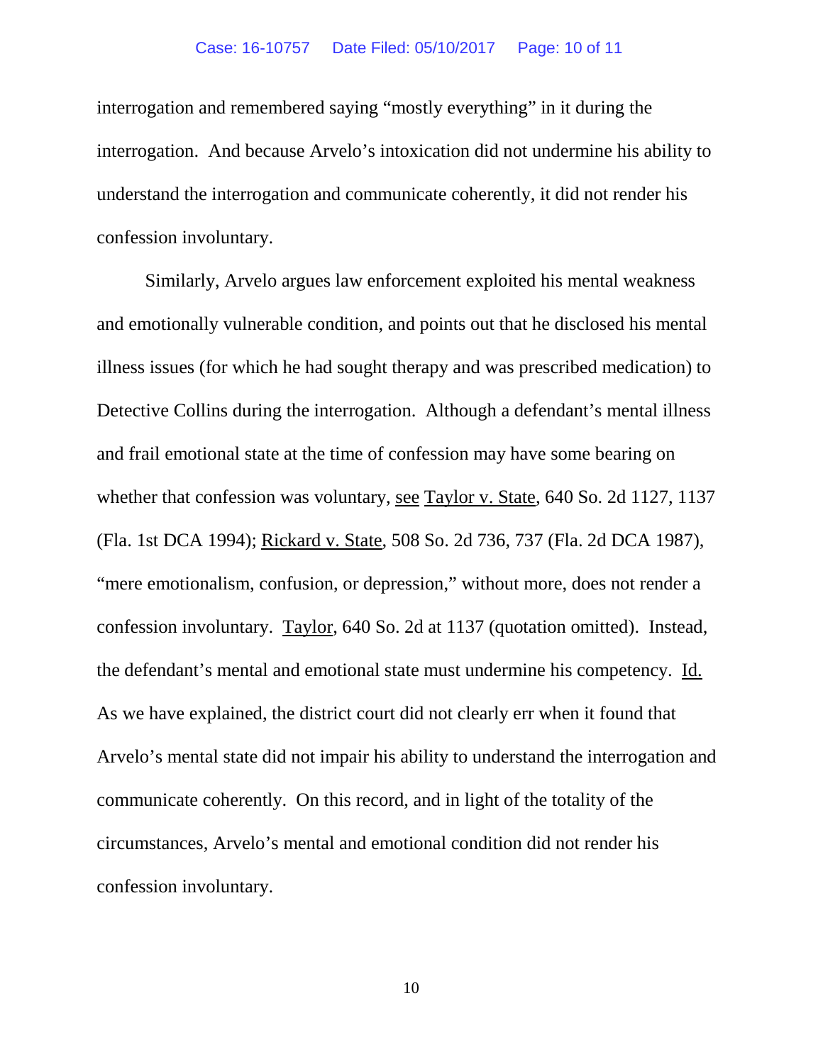interrogation and remembered saying "mostly everything" in it during the interrogation. And because Arvelo's intoxication did not undermine his ability to understand the interrogation and communicate coherently, it did not render his confession involuntary.

Similarly, Arvelo argues law enforcement exploited his mental weakness and emotionally vulnerable condition, and points out that he disclosed his mental illness issues (for which he had sought therapy and was prescribed medication) to Detective Collins during the interrogation. Although a defendant's mental illness and frail emotional state at the time of confession may have some bearing on whether that confession was voluntary, see Taylor v. State, 640 So. 2d 1127, 1137 (Fla. 1st DCA 1994); Rickard v. State, 508 So. 2d 736, 737 (Fla. 2d DCA 1987), "mere emotionalism, confusion, or depression," without more, does not render a confession involuntary. Taylor, 640 So. 2d at 1137 (quotation omitted). Instead, the defendant's mental and emotional state must undermine his competency. Id. As we have explained, the district court did not clearly err when it found that Arvelo's mental state did not impair his ability to understand the interrogation and communicate coherently. On this record, and in light of the totality of the circumstances, Arvelo's mental and emotional condition did not render his confession involuntary.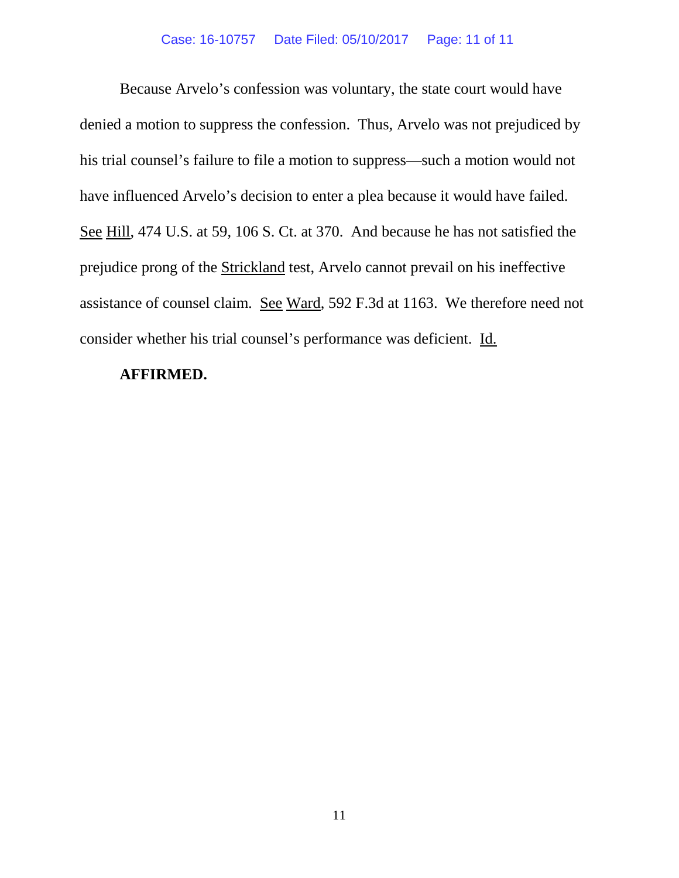Because Arvelo's confession was voluntary, the state court would have denied a motion to suppress the confession. Thus, Arvelo was not prejudiced by his trial counsel's failure to file a motion to suppress—such a motion would not have influenced Arvelo's decision to enter a plea because it would have failed. See Hill, 474 U.S. at 59, 106 S. Ct. at 370. And because he has not satisfied the prejudice prong of the Strickland test, Arvelo cannot prevail on his ineffective assistance of counsel claim. See Ward, 592 F.3d at 1163. We therefore need not consider whether his trial counsel's performance was deficient. Id.

**AFFIRMED.**